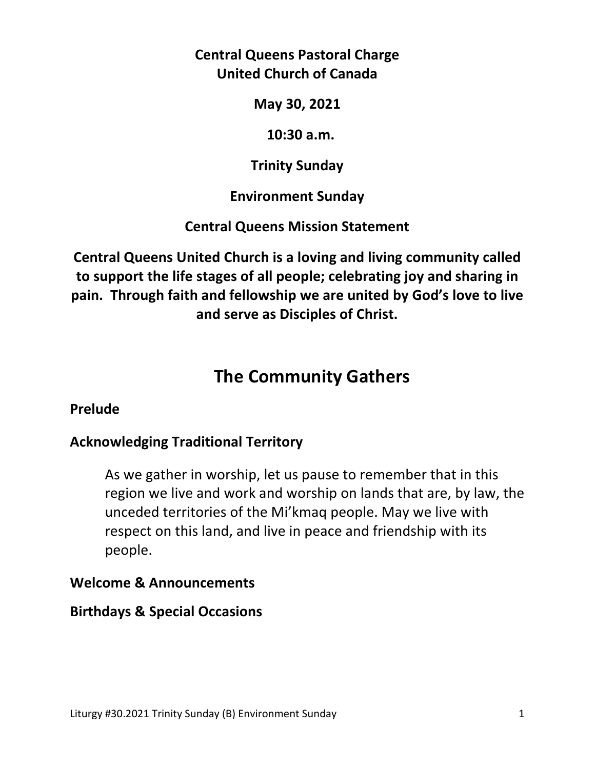**Central Queens Pastoral Charge**
**United Church of Canada**

**May 30, 2021**

**10:30 a.m.**

**Trinity Sunday**

**Environment Sunday**

**Central Queens Mission Statement**

**Central Queens United Church is a loving and living community called to support the life stages of all people; celebrating joy and sharing in pain. Through faith and fellowship we are united by God's love to live and serve as Disciples of Christ.**

# The Community Gathers

### Prelude

### Acknowledging Traditional Territory

As we gather in worship, let us pause to remember that in this region we live and work and worship on lands that are, by law, the unceded territories of the Mi'kmaq people. May we live with respect on this land, and live in peace and friendship with its people.

### Welcome & Announcements

### Birthdays & Special Occasions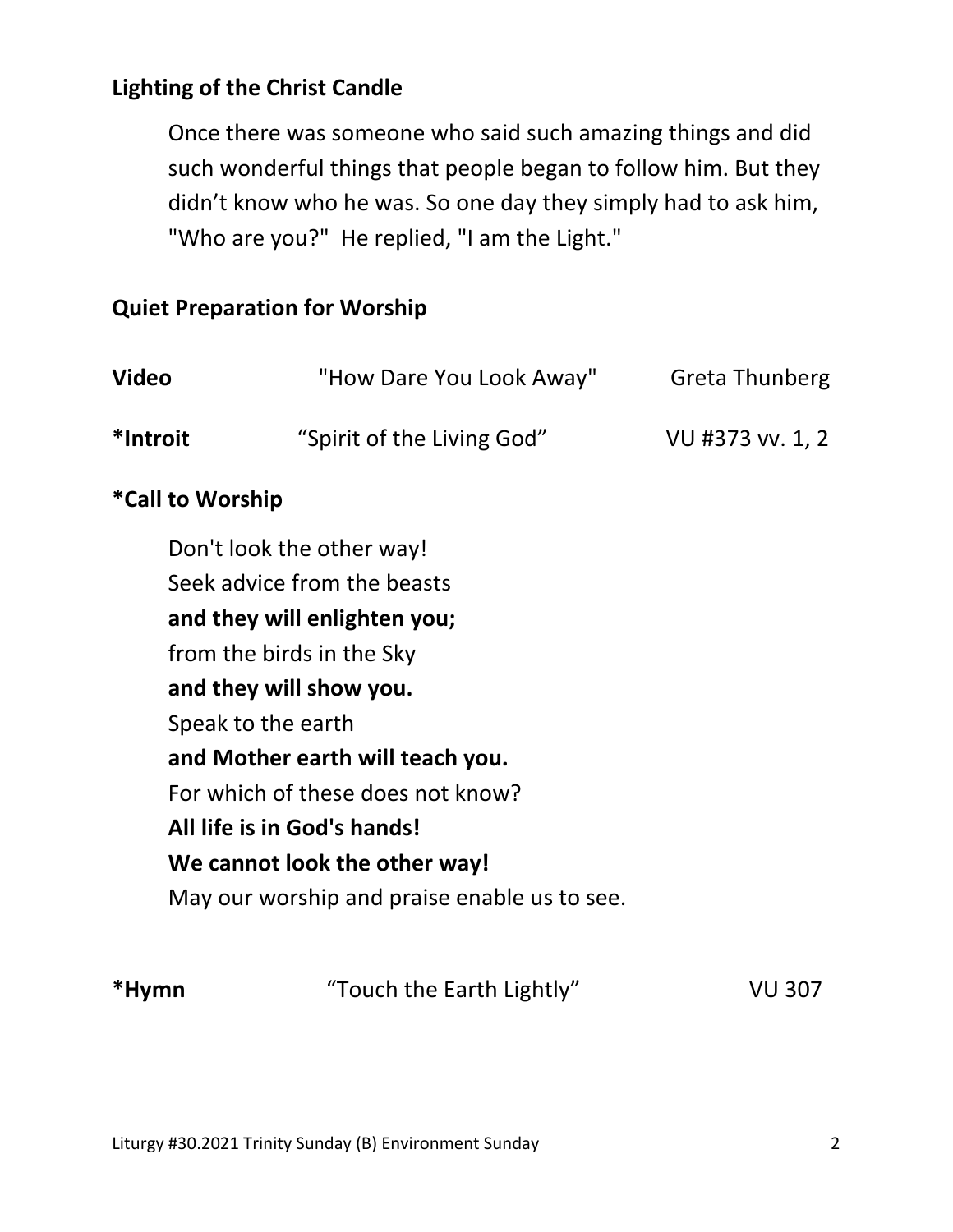**Lighting of the Christ Candle**

Once there was someone who said such amazing things and did such wonderful things that people began to follow him. But they didn't know who he was. So one day they simply had to ask him, "Who are you?" He replied, "I am the Light."

**Quiet Preparation for Worship**

**Video** "How Dare You Look Away" Greta Thunberg

***Introit** "Spirit of the Living God" VU #373 vv. 1, 2

***Call to Worship**

Don't look the other way!
Seek advice from the beasts
**and they will enlighten you;**
from the birds in the Sky
**and they will show you.**
Speak to the earth
**and Mother earth will teach you.**
For which of these does not know?
**All life is in God's hands!**
**We cannot look the other way!**
May our worship and praise enable us to see.

***Hymn** "Touch the Earth Lightly" VU 307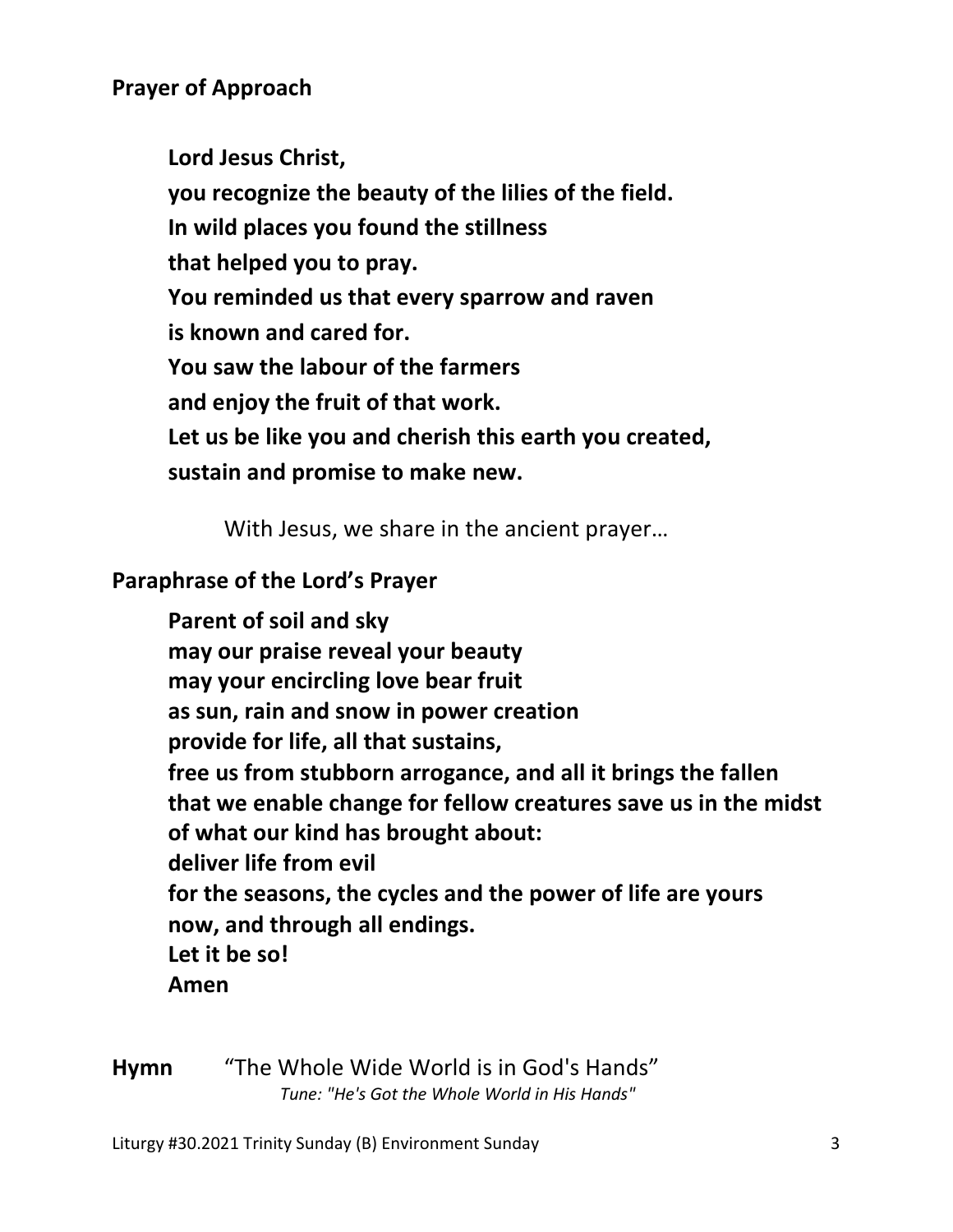**Prayer of Approach**

**Lord Jesus Christ,**
**you recognize the beauty of the lilies of the field.**
**In wild places you found the stillness**
**that helped you to pray.**
**You reminded us that every sparrow and raven**
**is known and cared for.**
**You saw the labour of the farmers**
**and enjoy the fruit of that work.**
**Let us be like you and cherish this earth you created,**
**sustain and promise to make new.**

With Jesus, we share in the ancient prayer…

**Paraphrase of the Lord's Prayer**

**Parent of soil and sky**
**may our praise reveal your beauty**
**may your encircling love bear fruit**
**as sun, rain and snow in power creation**
**provide for life, all that sustains,**
**free us from stubborn arrogance, and all it brings the fallen**
**that we enable change for fellow creatures save us in the midst**
**of what our kind has brought about:**
**deliver life from evil**
**for the seasons, the cycles and the power of life are yours**
**now, and through all endings.**
**Let it be so!**
**Amen**

**Hymn** "The Whole Wide World is in God's Hands"
*Tune: "He's Got the Whole World in His Hands"*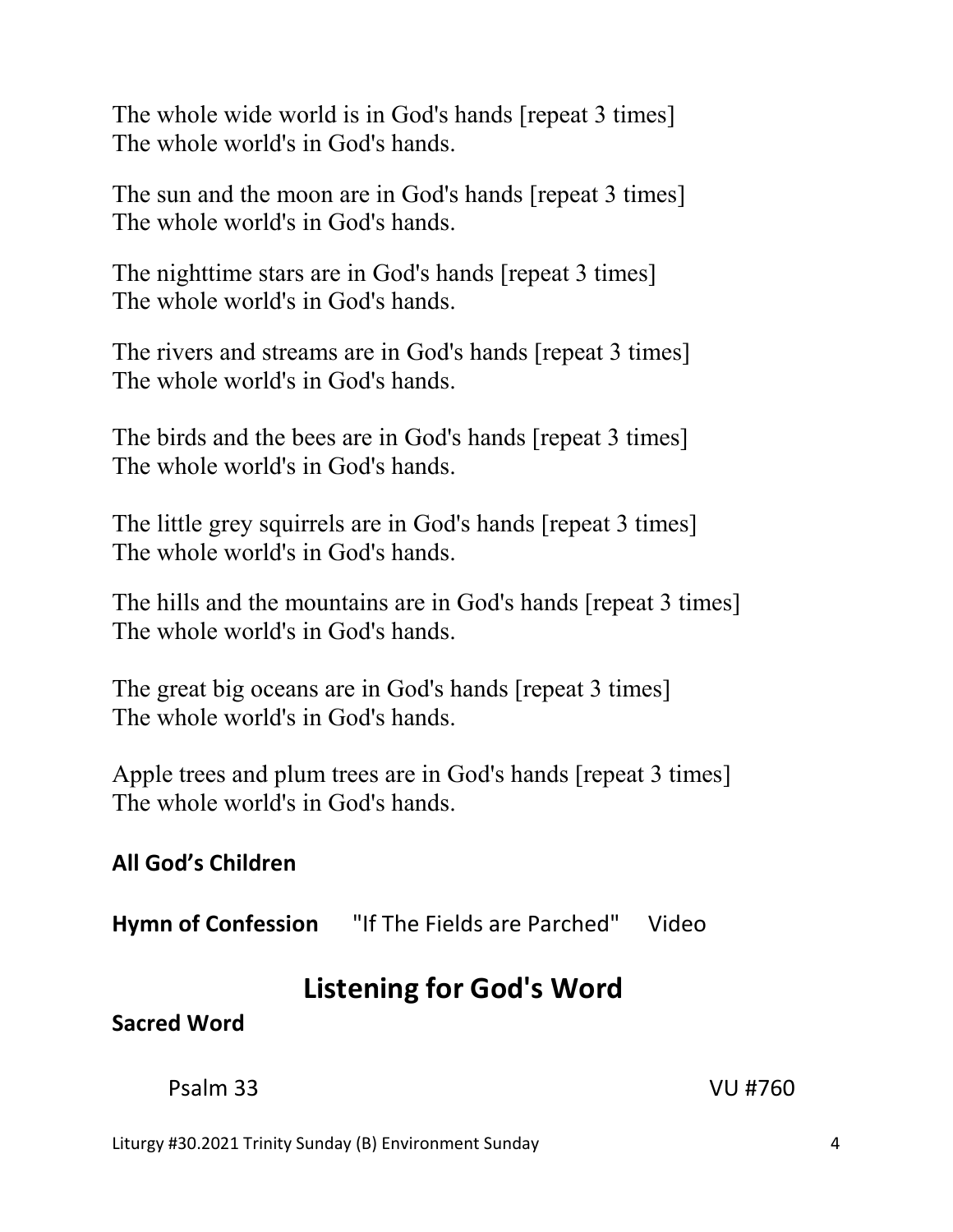The whole wide world is in God's hands [repeat 3 times]
The whole world's in God's hands.

The sun and the moon are in God's hands [repeat 3 times]
The whole world's in God's hands.

The nighttime stars are in God's hands [repeat 3 times]
The whole world's in God's hands.

The rivers and streams are in God's hands [repeat 3 times]
The whole world's in God's hands.

The birds and the bees are in God's hands [repeat 3 times]
The whole world's in God's hands.

The little grey squirrels are in God's hands [repeat 3 times]
The whole world's in God's hands.

The hills and the mountains are in God's hands [repeat 3 times]
The whole world's in God's hands.

The great big oceans are in God's hands [repeat 3 times]
The whole world's in God's hands.

Apple trees and plum trees are in God's hands [repeat 3 times]
The whole world's in God's hands.

**All God's Children**

**Hymn of Confession** "If The Fields are Parched" Video

## Listening for God's Word

**Sacred Word**

Psalm 33 VU #760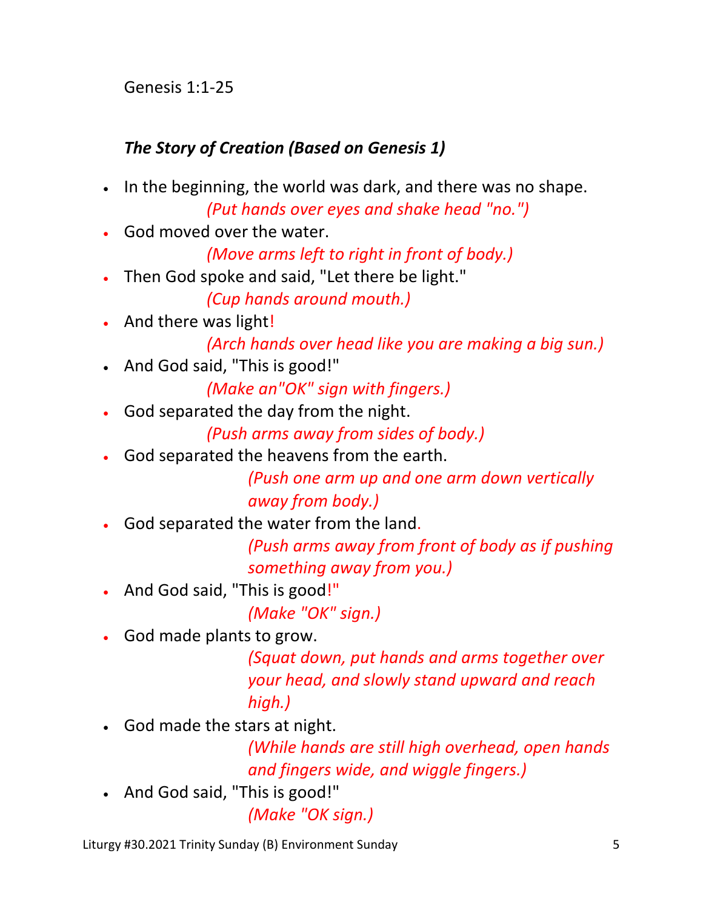Genesis 1:1-25

***The Story of Creation (Based on Genesis 1)***

- In the beginning, the world was dark, and there was no shape.
  *(Put hands over eyes and shake head "no.")*
- God moved over the water.
  *(Move arms left to right in front of body.)*
- Then God spoke and said, "Let there be light."
  *(Cup hands around mouth.)*
- And there was light!
  *(Arch hands over head like you are making a big sun.)*
- And God said, "This is good!"
  *(Make an"OK" sign with fingers.)*
- God separated the day from the night.
  *(Push arms away from sides of body.)*
- God separated the heavens from the earth.
  *(Push one arm up and one arm down vertically away from body.)*
- God separated the water from the land.
  *(Push arms away from front of body as if pushing something away from you.)*
- And God said, "This is good!"
  *(Make "OK" sign.)*
- God made plants to grow.
  *(Squat down, put hands and arms together over your head, and slowly stand upward and reach high.)*
- God made the stars at night.
  *(While hands are still high overhead, open hands and fingers wide, and wiggle fingers.)*
- And God said, "This is good!"
  *(Make "OK sign.)*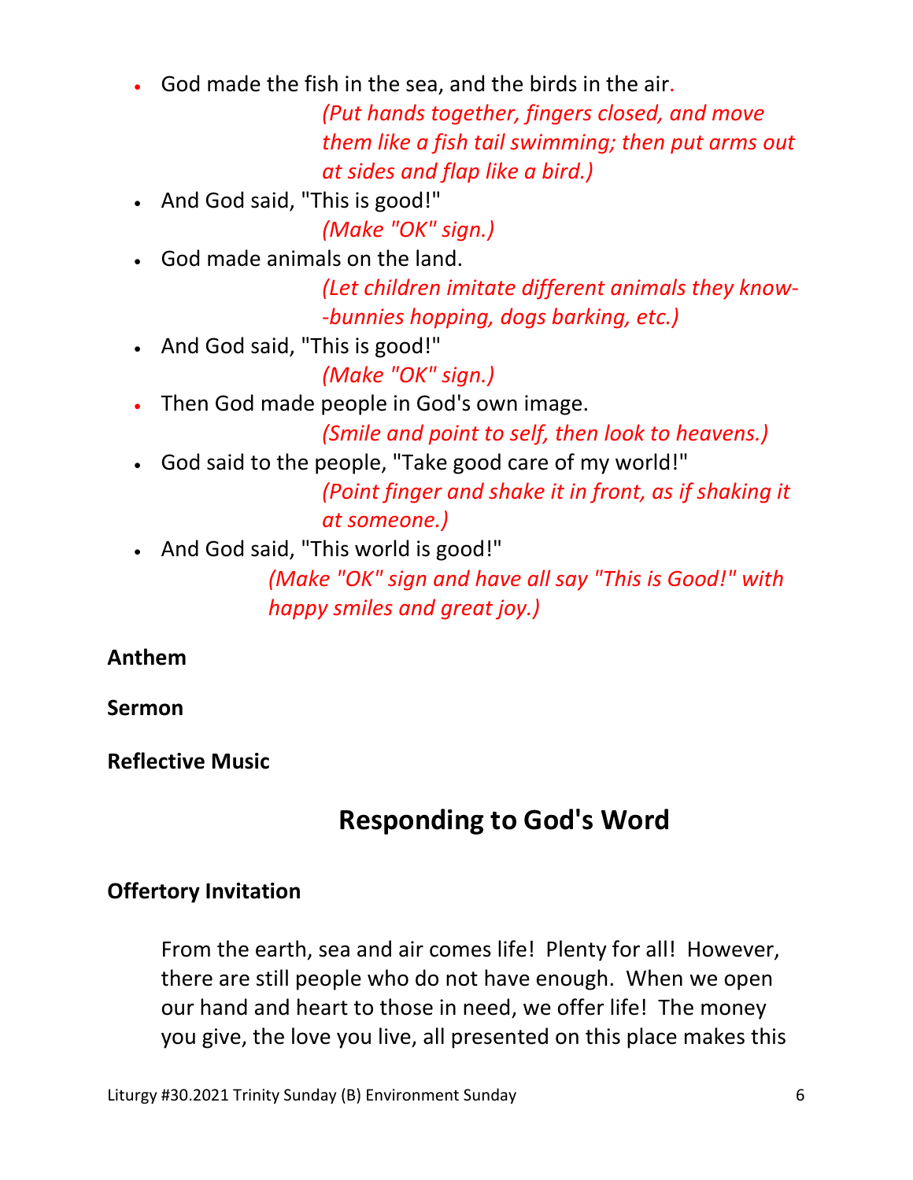- God made the fish in the sea, and the birds in the air.
  *(Put hands together, fingers closed, and move them like a fish tail swimming; then put arms out at sides and flap like a bird.)*
- And God said, "This is good!"
  *(Make "OK" sign.)*
- God made animals on the land.
  *(Let children imitate different animals they know--bunnies hopping, dogs barking, etc.)*
- And God said, "This is good!"
  *(Make "OK" sign.)*
- Then God made people in God's own image.
  *(Smile and point to self, then look to heavens.)*
- God said to the people, "Take good care of my world!"
  *(Point finger and shake it in front, as if shaking it at someone.)*
- And God said, "This world is good!"
  *(Make "OK" sign and have all say "This is Good!" with happy smiles and great joy.)*

**Anthem**

**Sermon**

**Reflective Music**

## Responding to God's Word

**Offertory Invitation**

From the earth, sea and air comes life! Plenty for all! However, there are still people who do not have enough. When we open our hand and heart to those in need, we offer life! The money you give, the love you live, all presented on this place makes this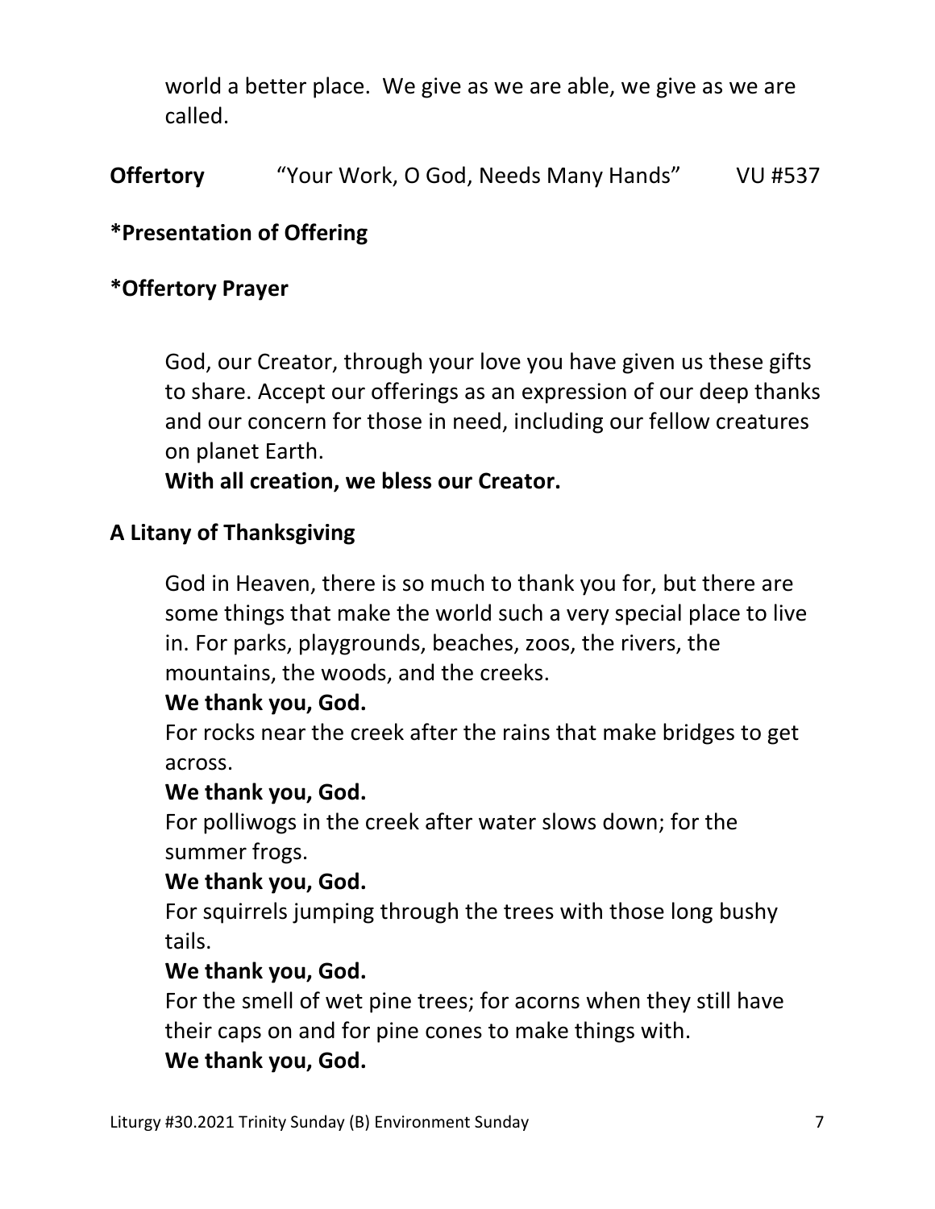world a better place. We give as we are able, we give as we are called.

**Offertory** "Your Work, O God, Needs Many Hands" VU #537

**\*Presentation of Offering**

**\*Offertory Prayer**

God, our Creator, through your love you have given us these gifts to share. Accept our offerings as an expression of our deep thanks and our concern for those in need, including our fellow creatures on planet Earth.
**With all creation, we bless our Creator.**

**A Litany of Thanksgiving**

God in Heaven, there is so much to thank you for, but there are some things that make the world such a very special place to live in. For parks, playgrounds, beaches, zoos, the rivers, the mountains, the woods, and the creeks.
**We thank you, God.**
For rocks near the creek after the rains that make bridges to get across.
**We thank you, God.**
For polliwogs in the creek after water slows down; for the summer frogs.
**We thank you, God.**
For squirrels jumping through the trees with those long bushy tails.
**We thank you, God.**
For the smell of wet pine trees; for acorns when they still have their caps on and for pine cones to make things with.
**We thank you, God.**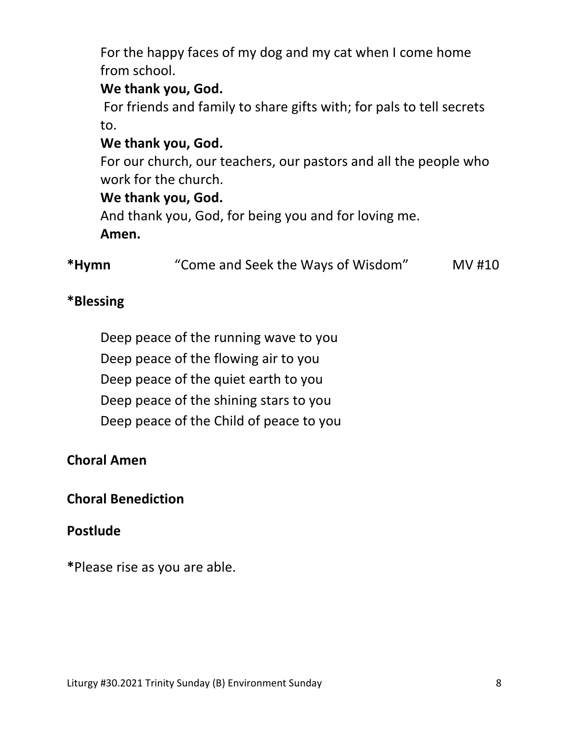For the happy faces of my dog and my cat when I come home from school.

**We thank you, God.**

For friends and family to share gifts with; for pals to tell secrets to.

**We thank you, God.**

For our church, our teachers, our pastors and all the people who work for the church.

**We thank you, God.**

And thank you, God, for being you and for loving me.

**Amen.**

**\*Hymn** "Come and Seek the Ways of Wisdom" MV #10

**\*Blessing**

Deep peace of the running wave to you
Deep peace of the flowing air to you
Deep peace of the quiet earth to you
Deep peace of the shining stars to you
Deep peace of the Child of peace to you

**Choral Amen**

**Choral Benediction**

**Postlude**

**\***Please rise as you are able.